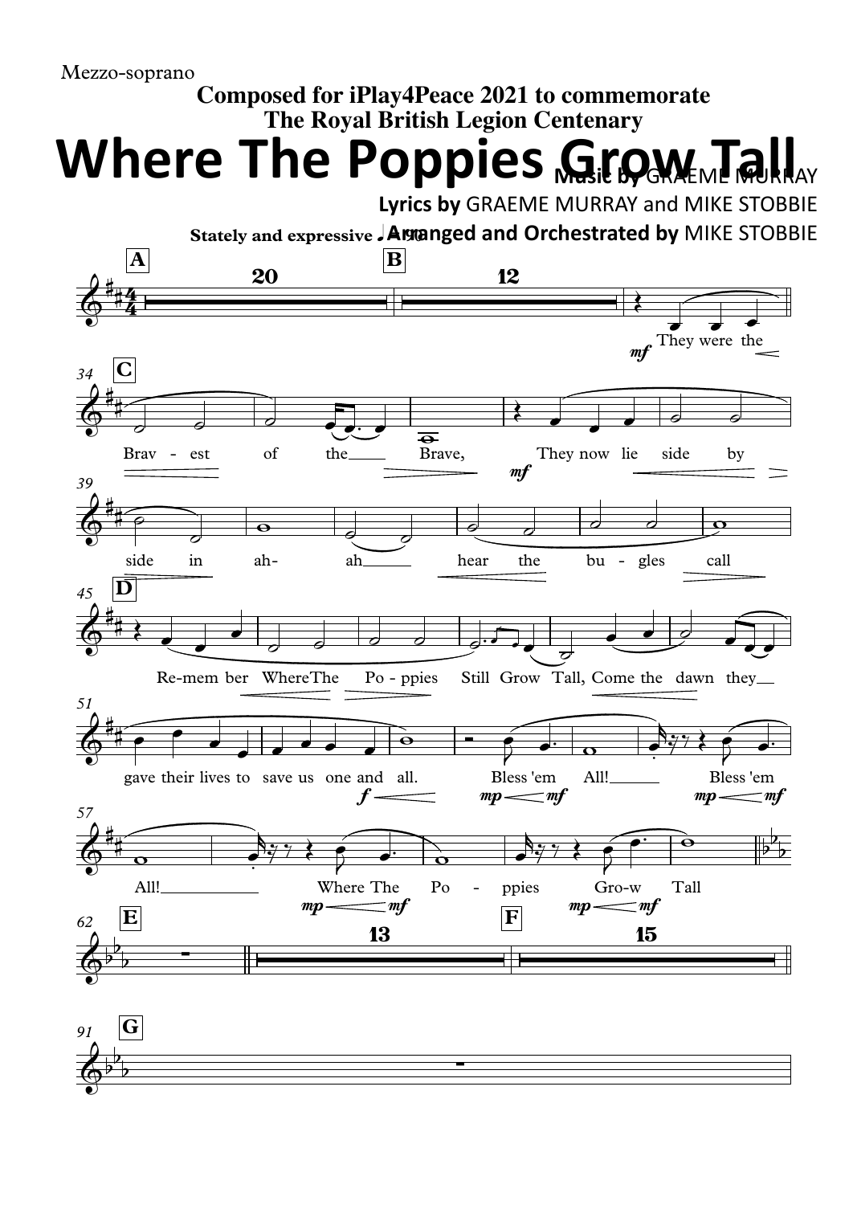Mezzo-soprano

**Composed for iPlay4Peace 2021 to commemorate**
**The Royal British Legion Centenary**

# Where The Poppies Grow Tall

**Music by** GRAEME MURRAY
**Lyrics by** GRAEME MURRAY and MIKE STOBBIE
**Arranged and Orchestrated by** MIKE STOBBIE

**Stately and expressive** ♩= 90